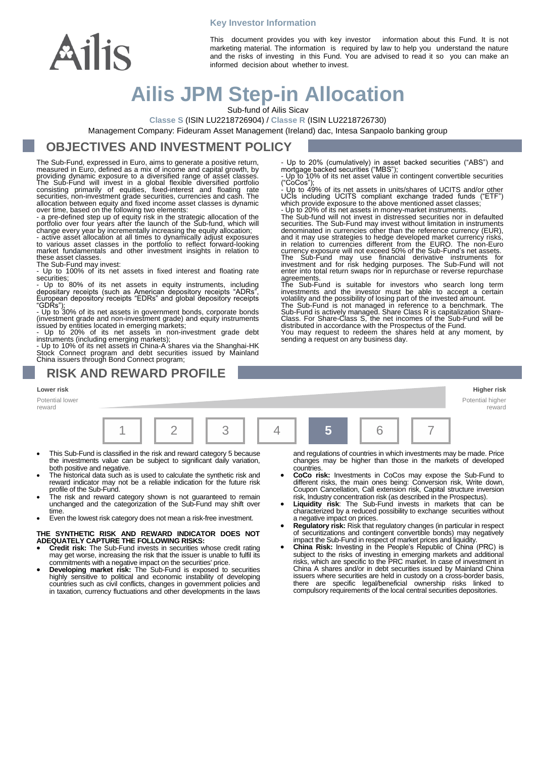**Key Investor Information**

This document provides you with key investor information about this Fund. It is not marketing material. The information is required by law to help you understand the nature and the risks of investing in this Fund. You are advised to read it so you can make an informed decision about whether to invest.

# Ailis JPM Step-in Allocation

Sub-fund of Ailis Sicav

**Classe S** (ISIN LU2218726904) / **Classe R** (ISIN LU2218726730)

Management Company: Fideuram Asset Management (Ireland) dac, Intesa Sanpaolo banking group

## OBJECTIVES AND INVESTMENT POLICY

The Sub-Fund, expressed in Euro, aims to generate a positive return, measured in Euro, defined as a mix of income and capital growth, by providing dynamic exposure to a diversified range of asset classes. The Sub-Fund will invest in a global flexible diversified portfolio consisting primarily of equities, fixed-interest and floating rate securities, non-investment grade securities, currencies and cash. The allocation between equity and fixed income asset classes is dynamic over time, based on the following two elements:

- a pre-defined step up of equity risk in the strategic allocation of the portfolio over four years after the launch of the Sub-fund, which will change every year by incrementally increasing the equity allocation;
- active asset allocation at all times to dynamically adjust exposures to various asset classes in the portfolio to reflect forward-looking market fundamentals and other investment insights in relation to these asset classes.

The Sub-Fund may invest:

- Up to 100% of its net assets in fixed interest and floating rate securities;
- Up to 80% of its net assets in equity instruments, including depositary receipts (such as American depository receipts "ADRs", European depository receipts "EDRs" and global depository receipts "GDRs");
- Up to 30% of its net assets in government bonds, corporate bonds (investment grade and non-investment grade) and equity instruments issued by entities located in emerging markets;
- Up to 20% of its net assets in non-investment grade debt instruments (including emerging markets);
- Up to 10% of its net assets in China-A shares via the Shanghai-HK Stock Connect program and debt securities issued by Mainland China issuers through Bond Connect program;
- Up to 20% (cumulatively) in asset backed securities ("ABS") and mortgage backed securities ("MBS");
- Up to 10% of its net asset value in contingent convertible securities ("CoCos");
- Up to 49% of its net assets in units/shares of UCITS and/or other UCIs including UCITS compliant exchange traded funds ("ETF") which provide exposure to the above mentioned asset classes;
- Up to 20% of its net assets in money-market instruments.

The Sub-fund will not invest in distressed securities nor in defaulted securities. The Sub-Fund may invest without limitation in instruments denominated in currencies other than the reference currency (EUR), and it may use strategies to hedge developed market currency risks, in relation to currencies different from the EURO. The non-Euro currency exposure will not exceed 50% of the Sub-Fund's net assets. The Sub-Fund may use financial derivative instruments for investment and for risk hedging purposes. The Sub-Fund will not enter into total return swaps nor in repurchase or reverse repurchase agreements.

The Sub-Fund is suitable for investors who search long term investments and the investor must be able to accept a certain volatility and the possibility of losing part of the invested amount.

The Sub-Fund is not managed in reference to a benchmark. The Sub-Fund is actively managed. Share Class R is capitalization Share-Class. For Share-Class S, the net incomes of the Sub-Fund will be distributed in accordance with the Prospectus of the Fund.

You may request to redeem the shares held at any moment, by sending a request on any business day.

## RISK AND REWARD PROFILE

**Lower risk** — Potential lower reward | **Higher risk** — Potential higher reward

| 1 | 2 | 3 | 4 | **5** | 6 | 7 |
|---|---|---|---|---|---|---|

- This Sub-Fund is classified in the risk and reward category 5 because the investments value can be subject to significant daily variation, both positive and negative.
- The historical data such as is used to calculate the synthetic risk and reward indicator may not be a reliable indication for the future risk profile of the Sub-Fund.
- The risk and reward category shown is not guaranteed to remain unchanged and the categorization of the Sub-Fund may shift over time.
- Even the lowest risk category does not mean a risk-free investment.

**THE SYNTHETIC RISK AND REWARD INDICATOR DOES NOT ADEQUATELY CAPTURE THE FOLLOWING RISKS:**

- **Credit risk:** The Sub-Fund invests in securities whose credit rating may get worse, increasing the risk that the issuer is unable to fulfil its commitments with a negative impact on the securities' price.
- **Developing market risk:** The Sub-Fund is exposed to securities highly sensitive to political and economic instability of developing countries such as civil conflicts, changes in government policies and in taxation, currency fluctuations and other developments in the laws and regulations of countries in which investments may be made. Price changes may be higher than those in the markets of developed countries.
- **CoCo risk:** Investments in CoCos may expose the Sub-Fund to different risks, the main ones being: Conversion risk, Write down, Coupon Cancellation, Call extension risk, Capital structure inversion risk, Industry concentration risk (as described in the Prospectus).
- **Liquidity risk**: The Sub-Fund invests in markets that can be characterized by a reduced possibility to exchange securities without a negative impact on prices.
- **Regulatory risk:** Risk that regulatory changes (in particular in respect of securitizations and contingent convertible bonds) may negatively impact the Sub-Fund in respect of market prices and liquidity.
- **China Risk:** Investing in the People's Republic of China (PRC) is subject to the risks of investing in emerging markets and additional risks, which are specific to the PRC market. In case of investment in China A shares and/or in debt securities issued by Mainland China issuers where securities are held in custody on a cross-border basis, there are specific legal/beneficial ownership risks linked to compulsory requirements of the local central securities depositories.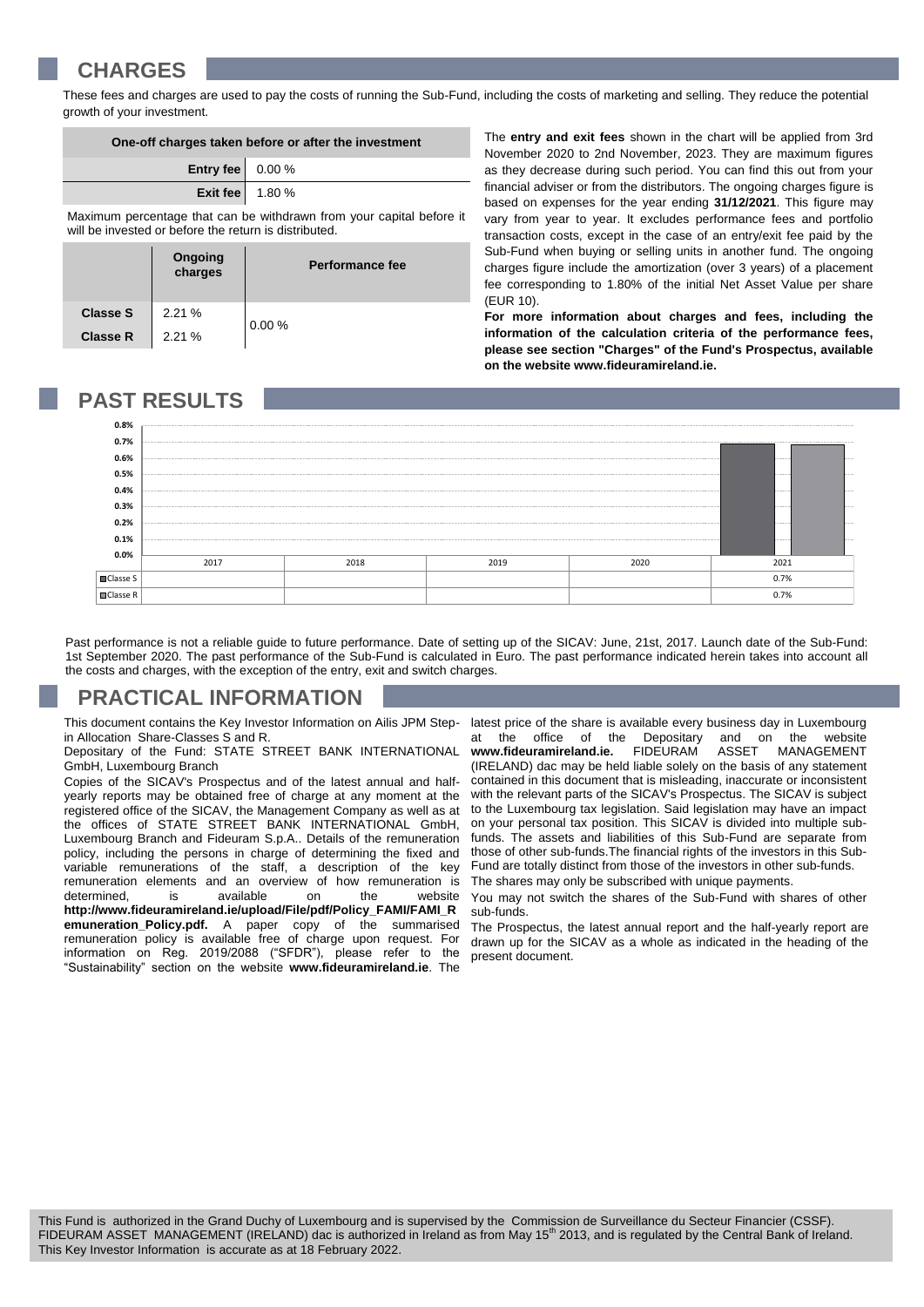## CHARGES

These fees and charges are used to pay the costs of running the Sub-Fund, including the costs of marketing and selling. They reduce the potential growth of your investment.

| One-off charges taken before or after the investment | |
|---|---|
| **Entry fee** | 0.00 % |
| **Exit fee** | 1.80 % |

Maximum percentage that can be withdrawn from your capital before it will be invested or before the return is distributed.

| | Ongoing charges | Performance fee |
|---|---|---|
| **Classe S** | 2.21 % | 0.00 % |
| **Classe R** | 2.21 % | |

The **entry and exit fees** shown in the chart will be applied from 3rd November 2020 to 2nd November, 2023. They are maximum figures as they decrease during such period. You can find this out from your financial adviser or from the distributors. The ongoing charges figure is based on expenses for the year ending **31/12/2021**. This figure may vary from year to year. It excludes performance fees and portfolio transaction costs, except in the case of an entry/exit fee paid by the Sub-Fund when buying or selling units in another fund. The ongoing charges figure include the amortization (over 3 years) of a placement fee corresponding to 1.80% of the initial Net Asset Value per share (EUR 10).

**For more information about charges and fees, including the information of the calculation criteria of the performance fees, please see section "Charges" of the Fund's Prospectus, available on the website www.fideuramireland.ie.**

## PAST RESULTS

0.8%
0.7%
0.6%
0.5%
0.4%
0.3%
0.2%
0.1%
0.0%

2017 2018 2019 2020 2021

Classe S: 2021 0.7%

Classe R: 2021 0.7%

Past performance is not a reliable guide to future performance. Date of setting up of the SICAV: June, 21st, 2017. Launch date of the Sub-Fund: 1st September 2020. The past performance of the Sub-Fund is calculated in Euro. The past performance indicated herein takes into account all the costs and charges, with the exception of the entry, exit and switch charges.

## PRACTICAL INFORMATION

This document contains the Key Investor Information on Ailis JPM Step-in Allocation Share-Classes S and R.

Depositary of the Fund: STATE STREET BANK INTERNATIONAL GmbH, Luxembourg Branch

Copies of the SICAV's Prospectus and of the latest annual and half-yearly reports may be obtained free of charge at any moment at the registered office of the SICAV, the Management Company as well as at the offices of STATE STREET BANK INTERNATIONAL GmbH, Luxembourg Branch and Fideuram S.p.A.. Details of the remuneration policy, including the persons in charge of determining the fixed and variable remunerations of the staff, a description of the key remuneration elements and an overview of how remuneration is determined, is available on the website **http://www.fideuramireland.ie/upload/File/pdf/Policy_FAMI/FAMI_Remuneration_Policy.pdf.** A paper copy of the summarised remuneration policy is available free of charge upon request. For information on Reg. 2019/2088 ("SFDR"), please refer to the "Sustainability" section on the website **www.fideuramireland.ie**. The latest price of the share is available every business day in Luxembourg at the office of the Depositary and on the website **www.fideuramireland.ie.** FIDEURAM ASSET MANAGEMENT (IRELAND) dac may be held liable solely on the basis of any statement contained in this document that is misleading, inaccurate or inconsistent with the relevant parts of the SICAV's Prospectus. The SICAV is subject to the Luxembourg tax legislation. Said legislation may have an impact on your personal tax position. This SICAV is divided into multiple sub-funds. The assets and liabilities of this Sub-Fund are separate from those of other sub-funds.The financial rights of the investors in this Sub-Fund are totally distinct from those of the investors in other sub-funds.

The shares may only be subscribed with unique payments.

You may not switch the shares of the Sub-Fund with shares of other sub-funds.

The Prospectus, the latest annual report and the half-yearly report are drawn up for the SICAV as a whole as indicated in the heading of the present document.

This Fund is authorized in the Grand Duchy of Luxembourg and is supervised by the Commission de Surveillance du Secteur Financier (CSSF). FIDEURAM ASSET MANAGEMENT (IRELAND) dac is authorized in Ireland as from May 15th 2013, and is regulated by the Central Bank of Ireland. This Key Investor Information is accurate as at 18 February 2022.